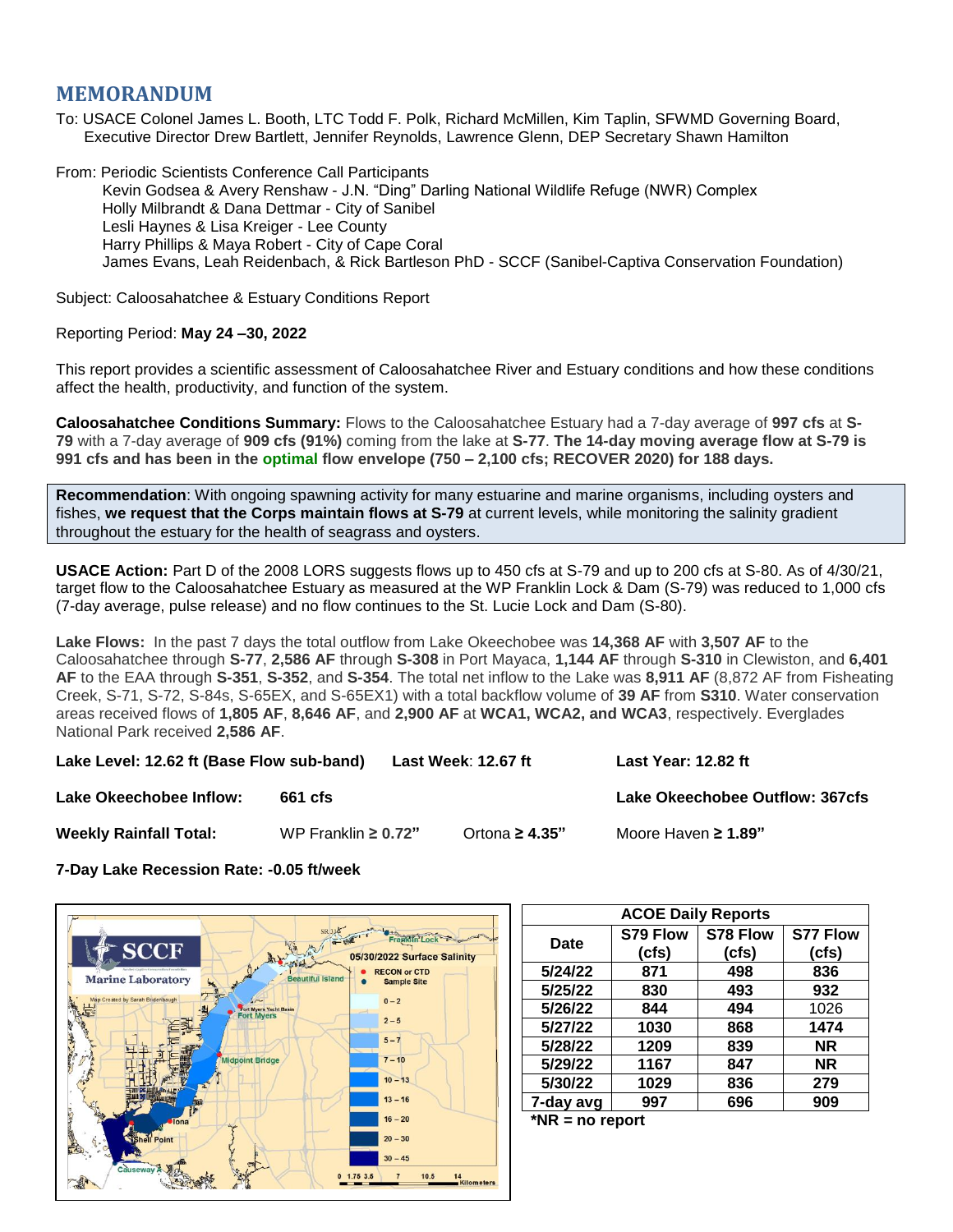## MEMORANDUM

To: USACE Colonel James L. Booth, LTC Todd F. Polk, Richard McMillen, Kim Taplin, SFWMD Governing Board, Executive Director Drew Bartlett, Jennifer Reynolds, Lawrence Glenn, DEP Secretary Shawn Hamilton

From: Periodic Scientists Conference Call Participants
Kevin Godsea & Avery Renshaw - J.N. "Ding" Darling National Wildlife Refuge (NWR) Complex
Holly Milbrandt & Dana Dettmar - City of Sanibel
Lesli Haynes & Lisa Kreiger - Lee County
Harry Phillips & Maya Robert - City of Cape Coral
James Evans, Leah Reidenbach, & Rick Bartleson PhD - SCCF (Sanibel-Captiva Conservation Foundation)

Subject: Caloosahatchee & Estuary Conditions Report

Reporting Period: **May 24 –30, 2022**

This report provides a scientific assessment of Caloosahatchee River and Estuary conditions and how these conditions affect the health, productivity, and function of the system.

**Caloosahatchee Conditions Summary:** Flows to the Caloosahatchee Estuary had a 7-day average of **997 cfs** at **S-79** with a 7-day average of **909 cfs (91%)** coming from the lake at **S-77**. **The 14-day moving average flow at S-79 is 991 cfs and has been in the optimal flow envelope (750 – 2,100 cfs; RECOVER 2020) for 188 days.**

**Recommendation**: With ongoing spawning activity for many estuarine and marine organisms, including oysters and fishes, **we request that the Corps maintain flows at S-79** at current levels, while monitoring the salinity gradient throughout the estuary for the health of seagrass and oysters.

**USACE Action:** Part D of the 2008 LORS suggests flows up to 450 cfs at S-79 and up to 200 cfs at S-80. As of 4/30/21, target flow to the Caloosahatchee Estuary as measured at the WP Franklin Lock & Dam (S-79) was reduced to 1,000 cfs (7-day average, pulse release) and no flow continues to the St. Lucie Lock and Dam (S-80).

**Lake Flows:** In the past 7 days the total outflow from Lake Okeechobee was **14,368 AF** with **3,507 AF** to the Caloosahatchee through **S-77**, **2,586 AF** through **S-308** in Port Mayaca, **1,144 AF** through **S-310** in Clewiston, and **6,401 AF** to the EAA through **S-351**, **S-352**, and **S-354**. The total net inflow to the Lake was **8,911 AF** (8,872 AF from Fisheating Creek, S-71, S-72, S-84s, S-65EX, and S-65EX1) with a total backflow volume of **39 AF** from **S310**. Water conservation areas received flows of **1,805 AF**, **8,646 AF**, and **2,900 AF** at **WCA1, WCA2, and WCA3**, respectively. Everglades National Park received **2,586 AF**.

**Lake Level: 12.62 ft (Base Flow sub-band)** **Last Week**: **12.67 ft** **Last Year: 12.82 ft**

**Lake Okeechobee Inflow:** 661 cfs **Lake Okeechobee Outflow: 367cfs**

**Weekly Rainfall Total:** WP Franklin **≥ 0.72"** Ortona **≥ 4.35"** Moore Haven **≥ 1.89"**

**7-Day Lake Recession Rate: -0.05 ft/week**

05/30/2022 Surface Salinity

| ACOE Daily Reports | | | |
|---|---|---|---|
| Date | S79 Flow (cfs) | S78 Flow (cfs) | S77 Flow (cfs) |
| 5/24/22 | 871 | 498 | 836 |
| 5/25/22 | 830 | 493 | 932 |
| 5/26/22 | 844 | 494 | 1026 |
| 5/27/22 | 1030 | 868 | 1474 |
| 5/28/22 | 1209 | 839 | NR |
| 5/29/22 | 1167 | 847 | NR |
| 5/30/22 | 1029 | 836 | 279 |
| 7-day avg | 997 | 696 | 909 |

***NR = no report**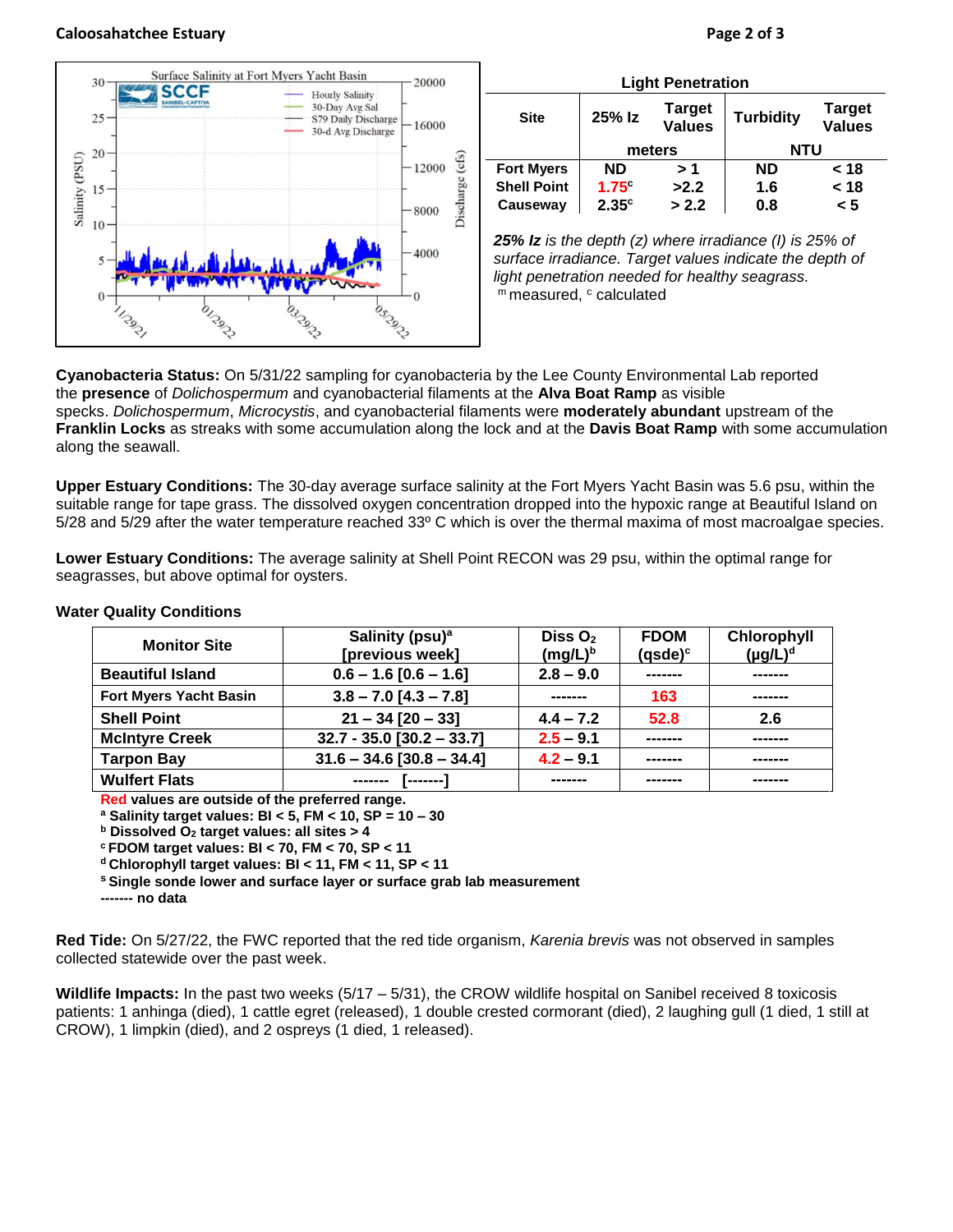**Caloosahatchee Estuary**

Surface Salinity at Fort Myers Yacht Basin

| Light Penetration | | | | |
|---|---|---|---|---|
| Site | 25% Iz | Target Values | Turbidity | Target Values |
| | meters | | NTU | |
| Fort Myers | ND | > 1 | ND | < 18 |
| Shell Point | 1.75[c] | >2.2 | 1.6 | < 18 |
| Causeway | 2.35[c] | > 2.2 | 0.8 | < 5 |

***25% Iz** is the depth (z) where irradiance (I) is 25% of surface irradiance. Target values indicate the depth of light penetration needed for healthy seagrass.*

[m] measured, [c] calculated

**Cyanobacteria Status:** On 5/31/22 sampling for cyanobacteria by the Lee County Environmental Lab reported the **presence** of *Dolichospermum* and cyanobacterial filaments at the **Alva Boat Ramp** as visible specks. *Dolichospermum*, *Microcystis*, and cyanobacterial filaments were **moderately abundant** upstream of the **Franklin Locks** as streaks with some accumulation along the lock and at the **Davis Boat Ramp** with some accumulation along the seawall.

**Upper Estuary Conditions:** The 30-day average surface salinity at the Fort Myers Yacht Basin was 5.6 psu, within the suitable range for tape grass. The dissolved oxygen concentration dropped into the hypoxic range at Beautiful Island on 5/28 and 5/29 after the water temperature reached 33º C which is over the thermal maxima of most macroalgae species.

**Lower Estuary Conditions:** The average salinity at Shell Point RECON was 29 psu, within the optimal range for seagrasses, but above optimal for oysters.

**Water Quality Conditions**

| Monitor Site | Salinity (psu)[a] [previous week] | Diss $O_2$ (mg/L)[b] | FDOM (qsde)[c] | Chlorophyll (µg/L)[d] |
|---|---|---|---|---|
| Beautiful Island | 0.6 – 1.6 [0.6 – 1.6] | 2.8 – 9.0 | ------- | ------- |
| Fort Myers Yacht Basin | 3.8 – 7.0 [4.3 – 7.8] | ------- | 163 | ------- |
| Shell Point | 21 – 34 [20 – 33] | 4.4 – 7.2 | 52.8 | 2.6 |
| McIntyre Creek | 32.7 - 35.0 [30.2 – 33.7] | 2.5 – 9.1 | ------- | ------- |
| Tarpon Bay | 31.6 – 34.6 [30.8 – 34.4] | 4.2 – 9.1 | ------- | ------- |
| Wulfert Flats | ------- [-------] | ------- | ------- | ------- |

**Red values are outside of the preferred range.**
**[a] Salinity target values: BI < 5, FM < 10, SP = 10 – 30**
**[b] Dissolved $O_2$ target values: all sites > 4**
**[c] FDOM target values: BI < 70, FM < 70, SP < 11**
**[d] Chlorophyll target values: BI < 11, FM < 11, SP < 11**
**[s] Single sonde lower and surface layer or surface grab lab measurement**
**------- no data**

**Red Tide:** On 5/27/22, the FWC reported that the red tide organism, *Karenia brevis* was not observed in samples collected statewide over the past week.

**Wildlife Impacts:** In the past two weeks (5/17 – 5/31), the CROW wildlife hospital on Sanibel received 8 toxicosis patients: 1 anhinga (died), 1 cattle egret (released), 1 double crested cormorant (died), 2 laughing gull (1 died, 1 still at CROW), 1 limpkin (died), and 2 ospreys (1 died, 1 released).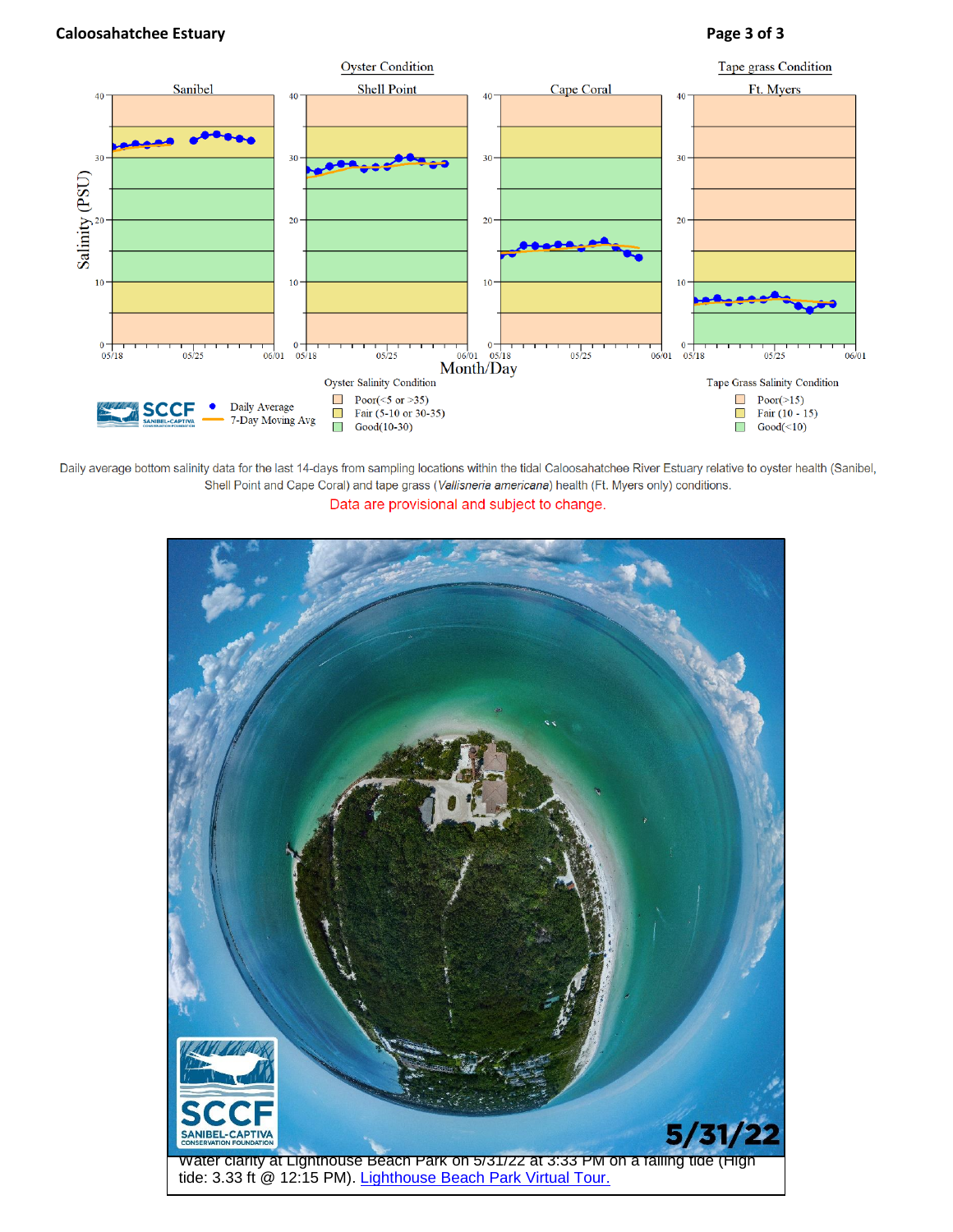Oyster Condition

Tape grass Condition

Sanibel

Shell Point

Cape Coral

Ft. Myers

Salinity (PSU)

40
30
20
10
0

05/18 05/25 06/01

Month/Day

Oyster Salinity Condition

Poor(<5 or >35)

Fair (5-10 or 30-35)

Good(10-30)

Tape Grass Salinity Condition

Poor(>15)

Fair (10 - 15)

Good(<10)

SCCF SANIBEL-CAPTIVA CONSERVATION FOUNDATION

Daily Average

7-Day Moving Avg

Daily average bottom salinity data for the last 14-days from sampling locations within the tidal Caloosahatchee River Estuary relative to oyster health (Sanibel, Shell Point and Cape Coral) and tape grass (*Vallisneria americana*) health (Ft. Myers only) conditions.

Data are provisional and subject to change.

Water clarity at Lighthouse Beach Park on 5/31/22 at 3:33 PM on a falling tide (High tide: 3.33 ft @ 12:15 PM). [Lighthouse Beach Park Virtual Tour.]()